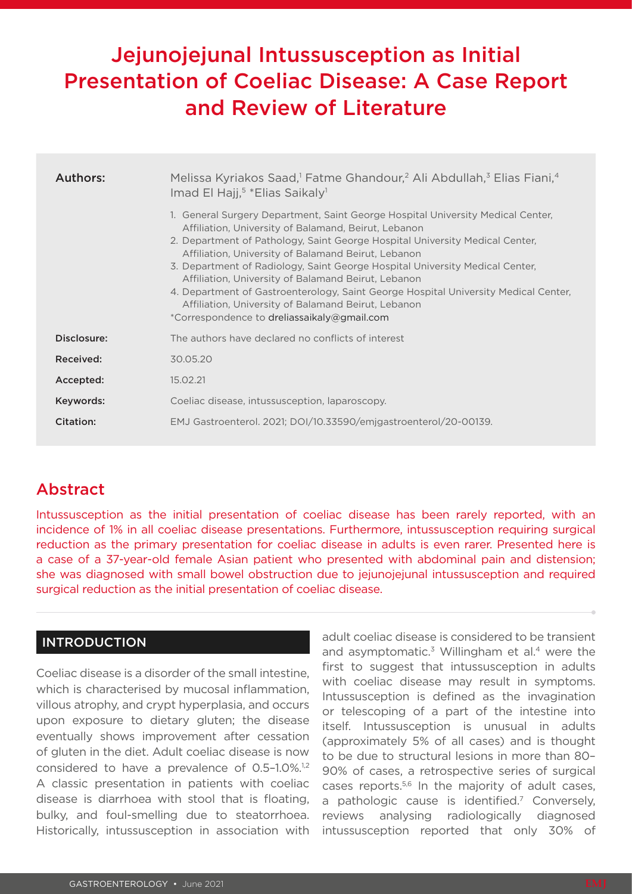# Jejunojejunal Intussusception as Initial Presentation of Coeliac Disease: A Case Report and Review of Literature

| | |
|---|---|
| **Authors:** | Melissa Kyriakos Saad,[1] Fatme Ghandour,[2] Ali Abdullah,[3] Elias Fiani,[4] Imad El Hajj,[5] *Elias Saikaly[1]<br><br>1. General Surgery Department, Saint George Hospital University Medical Center, Affiliation, University of Balamand, Beirut, Lebanon<br>2. Department of Pathology, Saint George Hospital University Medical Center, Affiliation, University of Balamand Beirut, Lebanon<br>3. Department of Radiology, Saint George Hospital University Medical Center, Affiliation, University of Balamand Beirut, Lebanon<br>4. Department of Gastroenterology, Saint George Hospital University Medical Center, Affiliation, University of Balamand Beirut, Lebanon<br>*Correspondence to dreliassaikaly@gmail.com |
| **Disclosure:** | The authors have declared no conflicts of interest |
| **Received:** | 30.05.20 |
| **Accepted:** | 15.02.21 |
| **Keywords:** | Coeliac disease, intussusception, laparoscopy. |
| **Citation:** | EMJ Gastroenterol. 2021; DOI/10.33590/emjgastroenterol/20-00139. |

## Abstract

Intussusception as the initial presentation of coeliac disease has been rarely reported, with an incidence of 1% in all coeliac disease presentations. Furthermore, intussusception requiring surgical reduction as the primary presentation for coeliac disease in adults is even rarer. Presented here is a case of a 37-year-old female Asian patient who presented with abdominal pain and distension; she was diagnosed with small bowel obstruction due to jejunojejunal intussusception and required surgical reduction as the initial presentation of coeliac disease.

## INTRODUCTION

Coeliac disease is a disorder of the small intestine, which is characterised by mucosal inflammation, villous atrophy, and crypt hyperplasia, and occurs upon exposure to dietary gluten; the disease eventually shows improvement after cessation of gluten in the diet. Adult coeliac disease is now considered to have a prevalence of 0.5–1.0%.[1,2] A classic presentation in patients with coeliac disease is diarrhoea with stool that is floating, bulky, and foul-smelling due to steatorrhoea. Historically, intussusception in association with adult coeliac disease is considered to be transient and asymptomatic.[3] Willingham et al.[4] were the first to suggest that intussusception in adults with coeliac disease may result in symptoms. Intussusception is defined as the invagination or telescoping of a part of the intestine into itself. Intussusception is unusual in adults (approximately 5% of all cases) and is thought to be due to structural lesions in more than 80–90% of cases, a retrospective series of surgical cases reports.[5,6] In the majority of adult cases, a pathologic cause is identified.[7] Conversely, reviews analysing radiologically diagnosed intussusception reported that only 30% of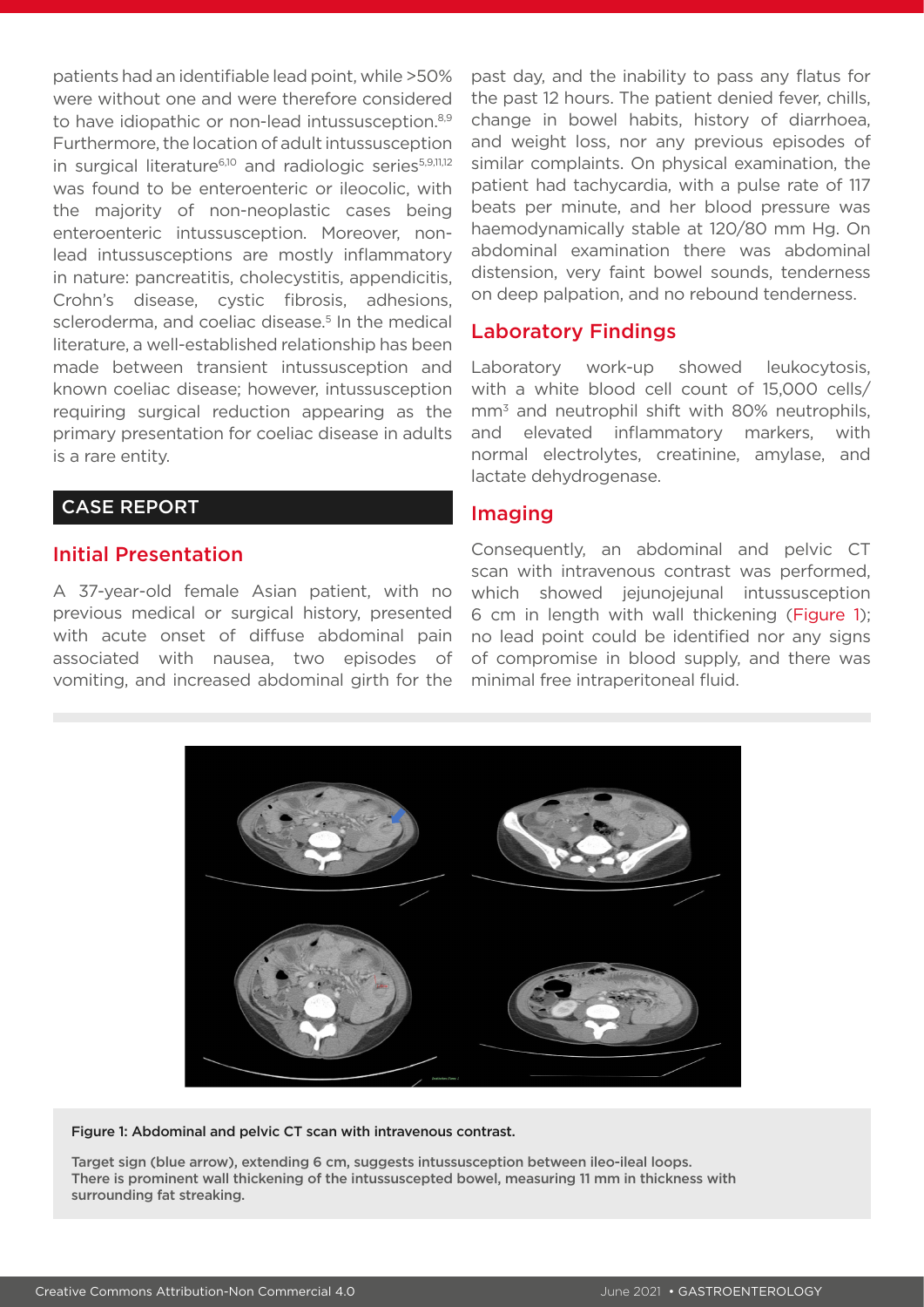patients had an identifiable lead point, while >50% were without one and were therefore considered to have idiopathic or non-lead intussusception.[8,9] Furthermore, the location of adult intussusception in surgical literature[6,10] and radiologic series[5,9,11,12] was found to be enteroenteric or ileocolic, with the majority of non-neoplastic cases being enteroenteric intussusception. Moreover, non-lead intussusceptions are mostly inflammatory in nature: pancreatitis, cholecystitis, appendicitis, Crohn's disease, cystic fibrosis, adhesions, scleroderma, and coeliac disease.[5] In the medical literature, a well-established relationship has been made between transient intussusception and known coeliac disease; however, intussusception requiring surgical reduction appearing as the primary presentation for coeliac disease in adults is a rare entity.

## CASE REPORT

### Initial Presentation

A 37-year-old female Asian patient, with no previous medical or surgical history, presented with acute onset of diffuse abdominal pain associated with nausea, two episodes of vomiting, and increased abdominal girth for the past day, and the inability to pass any flatus for the past 12 hours. The patient denied fever, chills, change in bowel habits, history of diarrhoea, and weight loss, nor any previous episodes of similar complaints. On physical examination, the patient had tachycardia, with a pulse rate of 117 beats per minute, and her blood pressure was haemodynamically stable at 120/80 mm Hg. On abdominal examination there was abdominal distension, very faint bowel sounds, tenderness on deep palpation, and no rebound tenderness.

### Laboratory Findings

Laboratory work-up showed leukocytosis, with a white blood cell count of 15,000 cells/mm$^3$ and neutrophil shift with 80% neutrophils, and elevated inflammatory markers, with normal electrolytes, creatinine, amylase, and lactate dehydrogenase.

### Imaging

Consequently, an abdominal and pelvic CT scan with intravenous contrast was performed, which showed jejunojejunal intussusception 6 cm in length with wall thickening (Figure 1); no lead point could be identified nor any signs of compromise in blood supply, and there was minimal free intraperitoneal fluid.

**Figure 1: Abdominal and pelvic CT scan with intravenous contrast.**

Target sign (blue arrow), extending 6 cm, suggests intussusception between ileo-ileal loops. There is prominent wall thickening of the intussuscepted bowel, measuring 11 mm in thickness with surrounding fat streaking.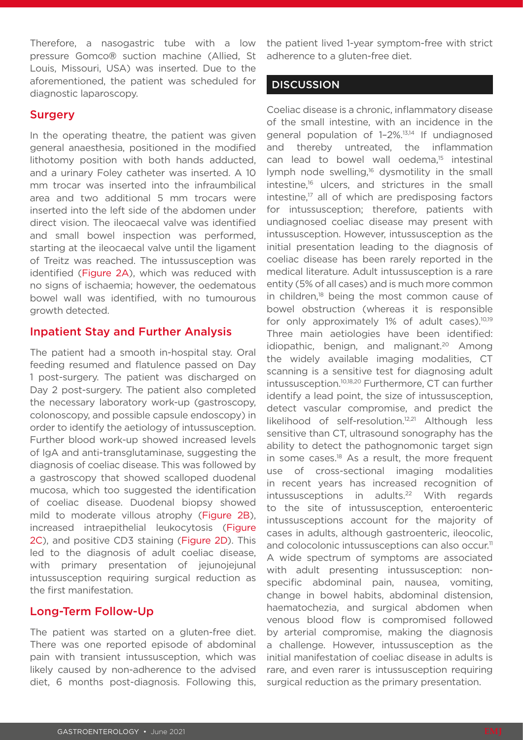Therefore, a nasogastric tube with a low pressure Gomco® suction machine (Allied, St Louis, Missouri, USA) was inserted. Due to the aforementioned, the patient was scheduled for diagnostic laparoscopy.

### Surgery

In the operating theatre, the patient was given general anaesthesia, positioned in the modified lithotomy position with both hands adducted, and a urinary Foley catheter was inserted. A 10 mm trocar was inserted into the infraumbilical area and two additional 5 mm trocars were inserted into the left side of the abdomen under direct vision. The ileocaecal valve was identified and small bowel inspection was performed, starting at the ileocaecal valve until the ligament of Treitz was reached. The intussusception was identified (Figure 2A), which was reduced with no signs of ischaemia; however, the oedematous bowel wall was identified, with no tumourous growth detected.

### Inpatient Stay and Further Analysis

The patient had a smooth in-hospital stay. Oral feeding resumed and flatulence passed on Day 1 post-surgery. The patient was discharged on Day 2 post-surgery. The patient also completed the necessary laboratory work-up (gastroscopy, colonoscopy, and possible capsule endoscopy) in order to identify the aetiology of intussusception. Further blood work-up showed increased levels of IgA and anti-transglutaminase, suggesting the diagnosis of coeliac disease. This was followed by a gastroscopy that showed scalloped duodenal mucosa, which too suggested the identification of coeliac disease. Duodenal biopsy showed mild to moderate villous atrophy (Figure 2B), increased intraepithelial leukocytosis (Figure 2C), and positive CD3 staining (Figure 2D). This led to the diagnosis of adult coeliac disease, with primary presentation of jejunojejunal intussusception requiring surgical reduction as the first manifestation.

### Long-Term Follow-Up

The patient was started on a gluten-free diet. There was one reported episode of abdominal pain with transient intussusception, which was likely caused by non-adherence to the advised diet, 6 months post-diagnosis. Following this, the patient lived 1-year symptom-free with strict adherence to a gluten-free diet.

## DISCUSSION

Coeliac disease is a chronic, inflammatory disease of the small intestine, with an incidence in the general population of 1–2%.[13,14] If undiagnosed and thereby untreated, the inflammation can lead to bowel wall oedema,[15] intestinal lymph node swelling,[16] dysmotility in the small intestine,[16] ulcers, and strictures in the small intestine,[17] all of which are predisposing factors for intussusception; therefore, patients with undiagnosed coeliac disease may present with intussusception. However, intussusception as the initial presentation leading to the diagnosis of coeliac disease has been rarely reported in the medical literature. Adult intussusception is a rare entity (5% of all cases) and is much more common in children,[18] being the most common cause of bowel obstruction (whereas it is responsible for only approximately 1% of adult cases).[10,19] Three main aetiologies have been identified: idiopathic, benign, and malignant.[20] Among the widely available imaging modalities, CT scanning is a sensitive test for diagnosing adult intussusception.[10,18,20] Furthermore, CT can further identify a lead point, the size of intussusception, detect vascular compromise, and predict the likelihood of self-resolution.[12,21] Although less sensitive than CT, ultrasound sonography has the ability to detect the pathognomonic target sign in some cases.[18] As a result, the more frequent use of cross-sectional imaging modalities in recent years has increased recognition of intussusceptions in adults.[22] With regards to the site of intussusception, enteroenteric intussusceptions account for the majority of cases in adults, although gastroenteric, ileocolic, and colocolonic intussusceptions can also occur.[11] A wide spectrum of symptoms are associated with adult presenting intussusception: non-specific abdominal pain, nausea, vomiting, change in bowel habits, abdominal distension, haematochezia, and surgical abdomen when venous blood flow is compromised followed by arterial compromise, making the diagnosis a challenge. However, intussusception as the initial manifestation of coeliac disease in adults is rare, and even rarer is intussusception requiring surgical reduction as the primary presentation.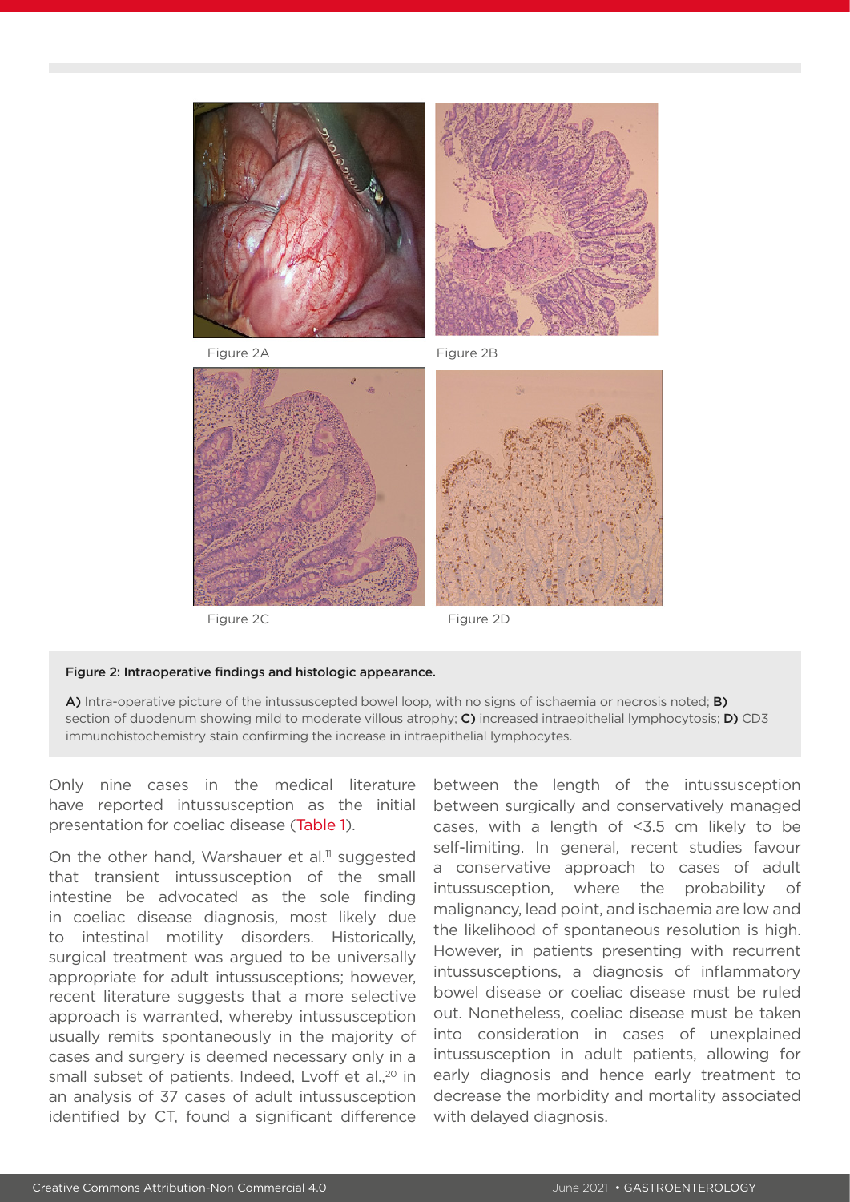Figure 2A

Figure 2B

Figure 2C

Figure 2D

**Figure 2: Intraoperative findings and histologic appearance.**

**A)** Intra-operative picture of the intussuscepted bowel loop, with no signs of ischaemia or necrosis noted; **B)** section of duodenum showing mild to moderate villous atrophy; **C)** increased intraepithelial lymphocytosis; **D)** CD3 immunohistochemistry stain confirming the increase in intraepithelial lymphocytes.

Only nine cases in the medical literature have reported intussusception as the initial presentation for coeliac disease (Table 1).

On the other hand, Warshauer et al.[11] suggested that transient intussusception of the small intestine be advocated as the sole finding in coeliac disease diagnosis, most likely due to intestinal motility disorders. Historically, surgical treatment was argued to be universally appropriate for adult intussusceptions; however, recent literature suggests that a more selective approach is warranted, whereby intussusception usually remits spontaneously in the majority of cases and surgery is deemed necessary only in a small subset of patients. Indeed, Lvoff et al.,[20] in an analysis of 37 cases of adult intussusception identified by CT, found a significant difference between the length of the intussusception between surgically and conservatively managed cases, with a length of <3.5 cm likely to be self-limiting. In general, recent studies favour a conservative approach to cases of adult intussusception, where the probability of malignancy, lead point, and ischaemia are low and the likelihood of spontaneous resolution is high. However, in patients presenting with recurrent intussusceptions, a diagnosis of inflammatory bowel disease or coeliac disease must be ruled out. Nonetheless, coeliac disease must be taken into consideration in cases of unexplained intussusception in adult patients, allowing for early diagnosis and hence early treatment to decrease the morbidity and mortality associated with delayed diagnosis.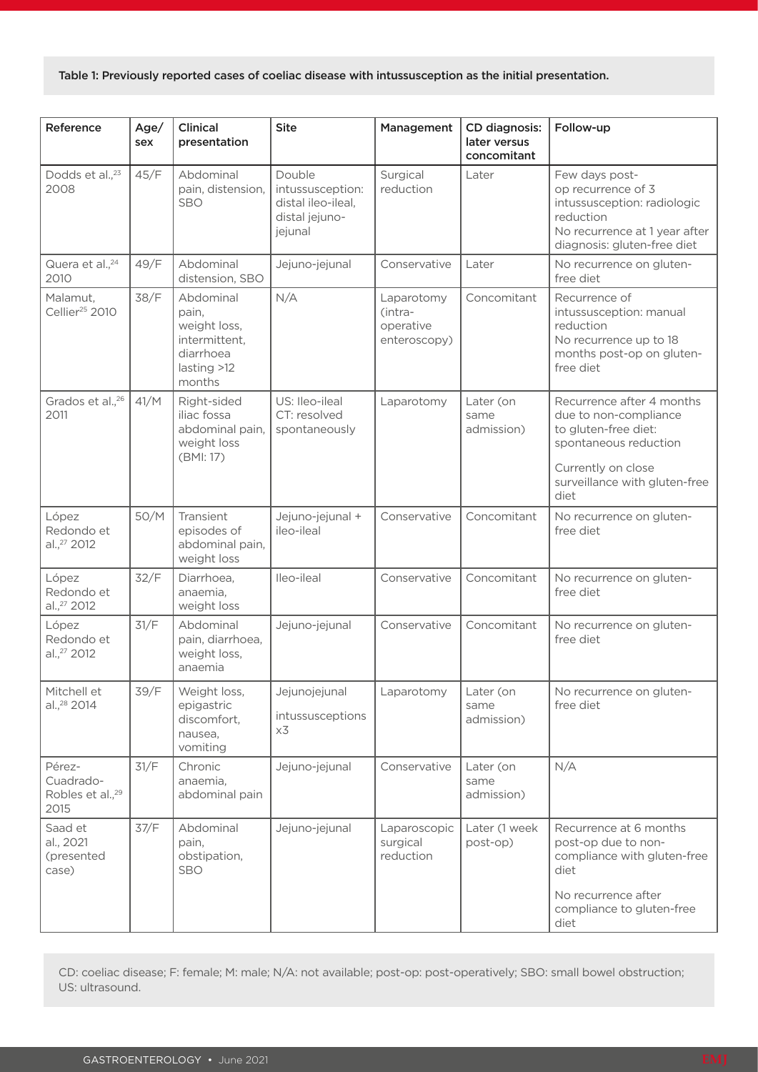Table 1: Previously reported cases of coeliac disease with intussusception as the initial presentation.

| Reference | Age/sex | Clinical presentation | Site | Management | CD diagnosis: later versus concomitant | Follow-up |
|---|---|---|---|---|---|---|
| Dodds et al.,[23] 2008 | 45/F | Abdominal pain, distension, SBO | Double intussusception: distal ileo-ileal, distal jejuno-jejunal | Surgical reduction | Later | Few days post-op recurrence of 3 intussusception: radiologic reduction<br>No recurrence at 1 year after diagnosis: gluten-free diet |
| Quera et al.,[24] 2010 | 49/F | Abdominal distension, SBO | Jejuno-jejunal | Conservative | Later | No recurrence on gluten-free diet |
| Malamut, Cellier[25] 2010 | 38/F | Abdominal pain, weight loss, intermittent, diarrhoea lasting >12 months | N/A | Laparotomy (intra-operative enteroscopy) | Concomitant | Recurrence of intussusception: manual reduction<br>No recurrence up to 18 months post-op on gluten-free diet |
| Grados et al.,[26] 2011 | 41/M | Right-sided iliac fossa abdominal pain, weight loss (BMI: 17) | US: Ileo-ileal<br>CT: resolved spontaneously | Laparotomy | Later (on same admission) | Recurrence after 4 months due to non-compliance to gluten-free diet: spontaneous reduction<br>Currently on close surveillance with gluten-free diet |
| López Redondo et al.,[27] 2012 | 50/M | Transient episodes of abdominal pain, weight loss | Jejuno-jejunal + ileo-ileal | Conservative | Concomitant | No recurrence on gluten-free diet |
| López Redondo et al.,[27] 2012 | 32/F | Diarrhoea, anaemia, weight loss | Ileo-ileal | Conservative | Concomitant | No recurrence on gluten-free diet |
| López Redondo et al.,[27] 2012 | 31/F | Abdominal pain, diarrhoea, weight loss, anaemia | Jejuno-jejunal | Conservative | Concomitant | No recurrence on gluten-free diet |
| Mitchell et al.,[28] 2014 | 39/F | Weight loss, epigastric discomfort, nausea, vomiting | Jejunojejunal intussusceptions x3 | Laparotomy | Later (on same admission) | No recurrence on gluten-free diet |
| Pérez-Cuadrado-Robles et al.,[29] 2015 | 31/F | Chronic anaemia, abdominal pain | Jejuno-jejunal | Conservative | Later (on same admission) | N/A |
| Saad et al., 2021 (presented case) | 37/F | Abdominal pain, obstipation, SBO | Jejuno-jejunal | Laparoscopic surgical reduction | Later (1 week post-op) | Recurrence at 6 months post-op due to non-compliance with gluten-free diet<br>No recurrence after compliance to gluten-free diet |

CD: coeliac disease; F: female; M: male; N/A: not available; post-op: post-operatively; SBO: small bowel obstruction; US: ultrasound.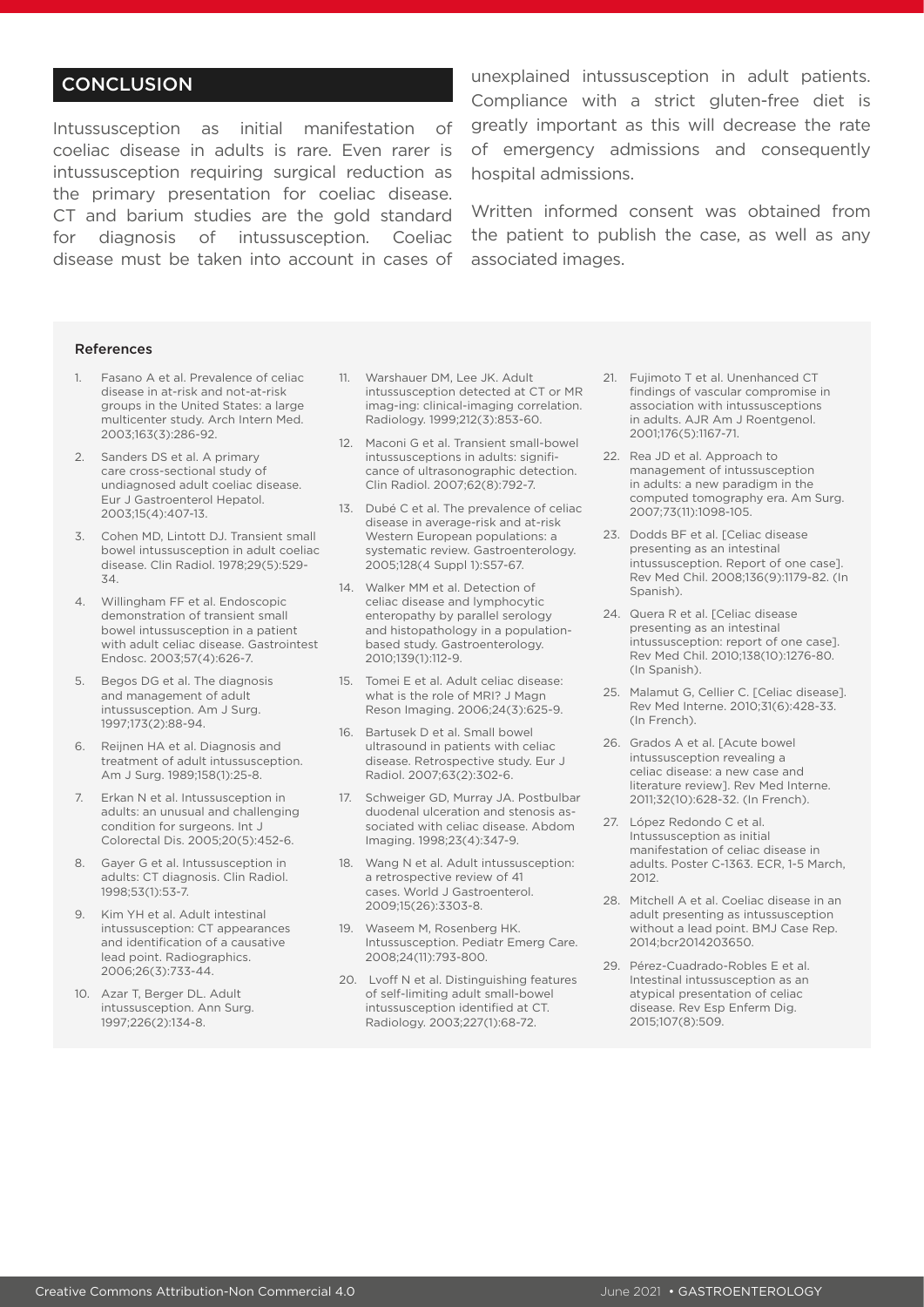## CONCLUSION

Intussusception as initial manifestation of coeliac disease in adults is rare. Even rarer is intussusception requiring surgical reduction as the primary presentation for coeliac disease. CT and barium studies are the gold standard for diagnosis of intussusception. Coeliac disease must be taken into account in cases of unexplained intussusception in adult patients. Compliance with a strict gluten-free diet is greatly important as this will decrease the rate of emergency admissions and consequently hospital admissions.

Written informed consent was obtained from the patient to publish the case, as well as any associated images.

### References

1. Fasano A et al. Prevalence of celiac disease in at-risk and not-at-risk groups in the United States: a large multicenter study. Arch Intern Med. 2003;163(3):286-92.
2. Sanders DS et al. A primary care cross-sectional study of undiagnosed adult coeliac disease. Eur J Gastroenterol Hepatol. 2003;15(4):407-13.
3. Cohen MD, Lintott DJ. Transient small bowel intussusception in adult coeliac disease. Clin Radiol. 1978;29(5):529-34.
4. Willingham FF et al. Endoscopic demonstration of transient small bowel intussusception in a patient with adult celiac disease. Gastrointest Endosc. 2003;57(4):626-7.
5. Begos DG et al. The diagnosis and management of adult intussusception. Am J Surg. 1997;173(2):88-94.
6. Reijnen HA et al. Diagnosis and treatment of adult intussusception. Am J Surg. 1989;158(1):25-8.
7. Erkan N et al. Intussusception in adults: an unusual and challenging condition for surgeons. Int J Colorectal Dis. 2005;20(5):452-6.
8. Gayer G et al. Intussusception in adults: CT diagnosis. Clin Radiol. 1998;53(1):53-7.
9. Kim YH et al. Adult intestinal intussusception: CT appearances and identification of a causative lead point. Radiographics. 2006;26(3):733-44.
10. Azar T, Berger DL. Adult intussusception. Ann Surg. 1997;226(2):134-8.
11. Warshauer DM, Lee JK. Adult intussusception detected at CT or MR imag-ing: clinical-imaging correlation. Radiology. 1999;212(3):853-60.
12. Maconi G et al. Transient small-bowel intussusceptions in adults: signifi-cance of ultrasonographic detection. Clin Radiol. 2007;62(8):792-7.
13. Dubé C et al. The prevalence of celiac disease in average-risk and at-risk Western European populations: a systematic review. Gastroenterology. 2005;128(4 Suppl 1):S57-67.
14. Walker MM et al. Detection of celiac disease and lymphocytic enteropathy by parallel serology and histopathology in a population-based study. Gastroenterology. 2010;139(1):112-9.
15. Tomei E et al. Adult celiac disease: what is the role of MRI? J Magn Reson Imaging. 2006;24(3):625-9.
16. Bartusek D et al. Small bowel ultrasound in patients with celiac disease. Retrospective study. Eur J Radiol. 2007;63(2):302-6.
17. Schweiger GD, Murray JA. Postbulbar duodenal ulceration and stenosis as-sociated with celiac disease. Abdom Imaging. 1998;23(4):347-9.
18. Wang N et al. Adult intussusception: a retrospective review of 41 cases. World J Gastroenterol. 2009;15(26):3303-8.
19. Waseem M, Rosenberg HK. Intussusception. Pediatr Emerg Care. 2008;24(11):793-800.
20. Lvoff N et al. Distinguishing features of self-limiting adult small-bowel intussusception identified at CT. Radiology. 2003;227(1):68-72.
21. Fujimoto T et al. Unenhanced CT findings of vascular compromise in association with intussusceptions in adults. AJR Am J Roentgenol. 2001;176(5):1167-71.
22. Rea JD et al. Approach to management of intussusception in adults: a new paradigm in the computed tomography era. Am Surg. 2007;73(11):1098-105.
23. Dodds BF et al. [Celiac disease presenting as an intestinal intussusception. Report of one case]. Rev Med Chil. 2008;136(9):1179-82. (In Spanish).
24. Quera R et al. [Celiac disease presenting as an intestinal intussusception: report of one case]. Rev Med Chil. 2010;138(10):1276-80. (In Spanish).
25. Malamut G, Cellier C. [Celiac disease]. Rev Med Interne. 2010;31(6):428-33. (In French).
26. Grados A et al. [Acute bowel intussusception revealing a celiac disease: a new case and literature review]. Rev Med Interne. 2011;32(10):628-32. (In French).
27. López Redondo C et al. Intussusception as initial manifestation of celiac disease in adults. Poster C-1363. ECR, 1-5 March, 2012.
28. Mitchell A et al. Coeliac disease in an adult presenting as intussusception without a lead point. BMJ Case Rep. 2014;bcr2014203650.
29. Pérez-Cuadrado-Robles E et al. Intestinal intussusception as an atypical presentation of celiac disease. Rev Esp Enferm Dig. 2015;107(8):509.